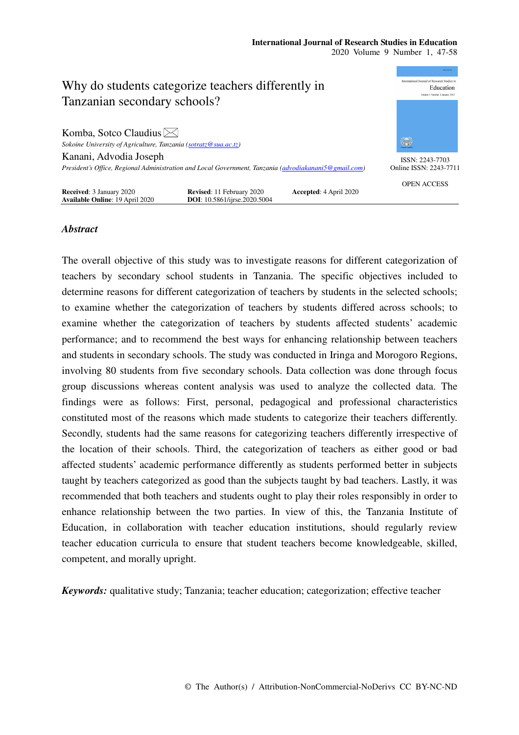# Why do students categorize teachers differently in Tanzanian secondary schools?

Komba, Sotco Claudius ✉
*Sokoine University of Agriculture, Tanzania (sotratz@sua.ac.tz)*

Kanani, Advodia Joseph
*President's Office, Regional Administration and Local Government, Tanzania (advodiakanani5@gmail.com)*

ISSN: 2243-7703
Online ISSN: 2243-7711

OPEN ACCESS

**Received**: 3 January 2020 **Revised**: 11 February 2020 **Accepted**: 4 April 2020
**Available Online**: 19 April 2020 **DOI**: 10.5861/ijrse.2020.5004

## *Abstract*

The overall objective of this study was to investigate reasons for different categorization of teachers by secondary school students in Tanzania. The specific objectives included to determine reasons for different categorization of teachers by students in the selected schools; to examine whether the categorization of teachers by students differed across schools; to examine whether the categorization of teachers by students affected students' academic performance; and to recommend the best ways for enhancing relationship between teachers and students in secondary schools. The study was conducted in Iringa and Morogoro Regions, involving 80 students from five secondary schools. Data collection was done through focus group discussions whereas content analysis was used to analyze the collected data. The findings were as follows: First, personal, pedagogical and professional characteristics constituted most of the reasons which made students to categorize their teachers differently. Secondly, students had the same reasons for categorizing teachers differently irrespective of the location of their schools. Third, the categorization of teachers as either good or bad affected students' academic performance differently as students performed better in subjects taught by teachers categorized as good than the subjects taught by bad teachers. Lastly, it was recommended that both teachers and students ought to play their roles responsibly in order to enhance relationship between the two parties. In view of this, the Tanzania Institute of Education, in collaboration with teacher education institutions, should regularly review teacher education curricula to ensure that student teachers become knowledgeable, skilled, competent, and morally upright.

***Keywords:*** qualitative study; Tanzania; teacher education; categorization; effective teacher

© The Author(s) / Attribution-NonCommercial-NoDerivs CC BY-NC-ND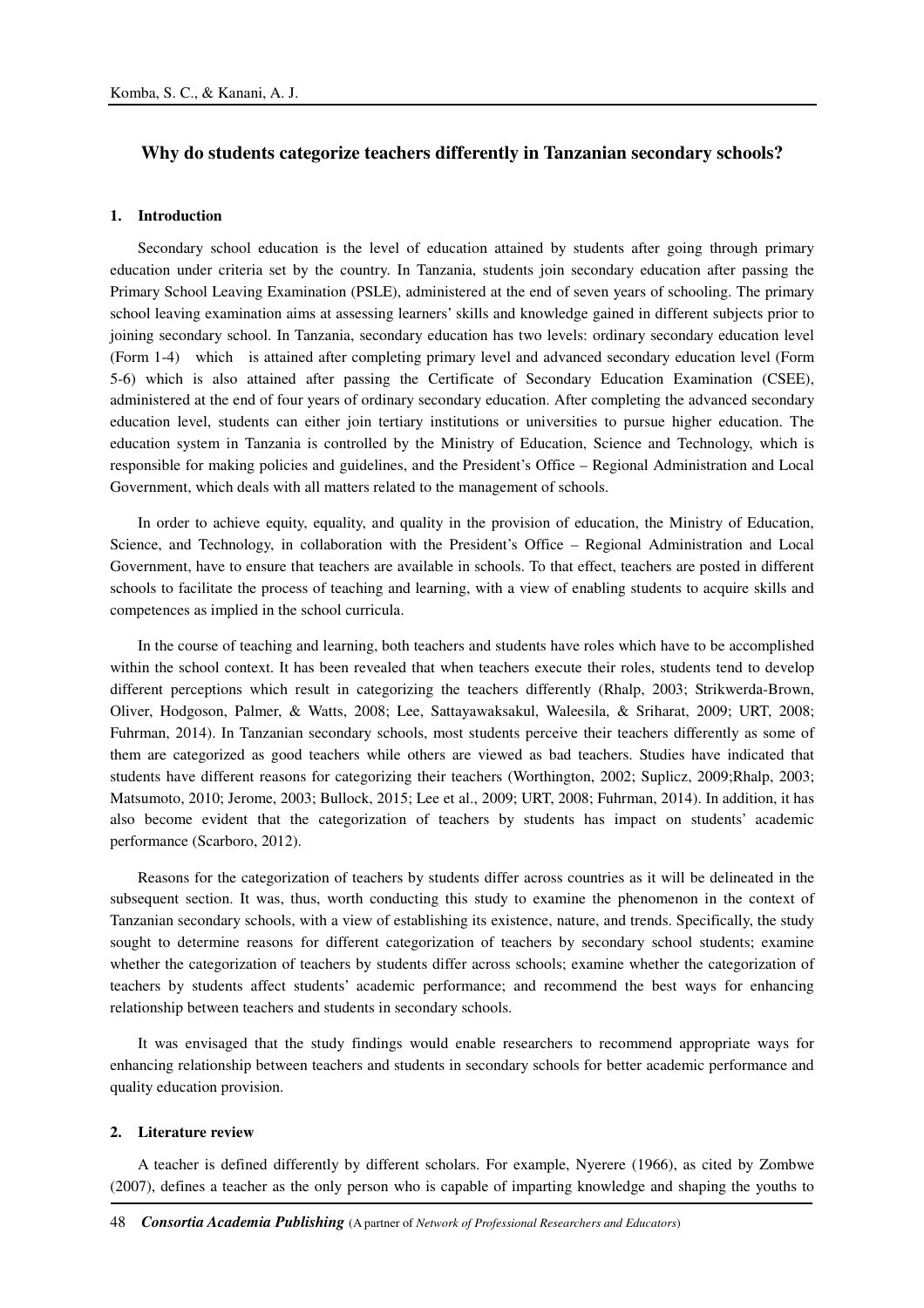## Why do students categorize teachers differently in Tanzanian secondary schools?

### 1. Introduction

Secondary school education is the level of education attained by students after going through primary education under criteria set by the country. In Tanzania, students join secondary education after passing the Primary School Leaving Examination (PSLE), administered at the end of seven years of schooling. The primary school leaving examination aims at assessing learners' skills and knowledge gained in different subjects prior to joining secondary school. In Tanzania, secondary education has two levels: ordinary secondary education level (Form 1-4) which is attained after completing primary level and advanced secondary education level (Form 5-6) which is also attained after passing the Certificate of Secondary Education Examination (CSEE), administered at the end of four years of ordinary secondary education. After completing the advanced secondary education level, students can either join tertiary institutions or universities to pursue higher education. The education system in Tanzania is controlled by the Ministry of Education, Science and Technology, which is responsible for making policies and guidelines, and the President's Office – Regional Administration and Local Government, which deals with all matters related to the management of schools.

In order to achieve equity, equality, and quality in the provision of education, the Ministry of Education, Science, and Technology, in collaboration with the President's Office – Regional Administration and Local Government, have to ensure that teachers are available in schools. To that effect, teachers are posted in different schools to facilitate the process of teaching and learning, with a view of enabling students to acquire skills and competences as implied in the school curricula.

In the course of teaching and learning, both teachers and students have roles which have to be accomplished within the school context. It has been revealed that when teachers execute their roles, students tend to develop different perceptions which result in categorizing the teachers differently (Rhalp, 2003; Strikwerda-Brown, Oliver, Hodgoson, Palmer, & Watts, 2008; Lee, Sattayawaksakul, Waleesila, & Sriharat, 2009; URT, 2008; Fuhrman, 2014). In Tanzanian secondary schools, most students perceive their teachers differently as some of them are categorized as good teachers while others are viewed as bad teachers. Studies have indicated that students have different reasons for categorizing their teachers (Worthington, 2002; Suplicz, 2009;Rhalp, 2003; Matsumoto, 2010; Jerome, 2003; Bullock, 2015; Lee et al., 2009; URT, 2008; Fuhrman, 2014). In addition, it has also become evident that the categorization of teachers by students has impact on students' academic performance (Scarboro, 2012).

Reasons for the categorization of teachers by students differ across countries as it will be delineated in the subsequent section. It was, thus, worth conducting this study to examine the phenomenon in the context of Tanzanian secondary schools, with a view of establishing its existence, nature, and trends. Specifically, the study sought to determine reasons for different categorization of teachers by secondary school students; examine whether the categorization of teachers by students differ across schools; examine whether the categorization of teachers by students affect students' academic performance; and recommend the best ways for enhancing relationship between teachers and students in secondary schools.

It was envisaged that the study findings would enable researchers to recommend appropriate ways for enhancing relationship between teachers and students in secondary schools for better academic performance and quality education provision.

### 2. Literature review

A teacher is defined differently by different scholars. For example, Nyerere (1966), as cited by Zombwe (2007), defines a teacher as the only person who is capable of imparting knowledge and shaping the youths to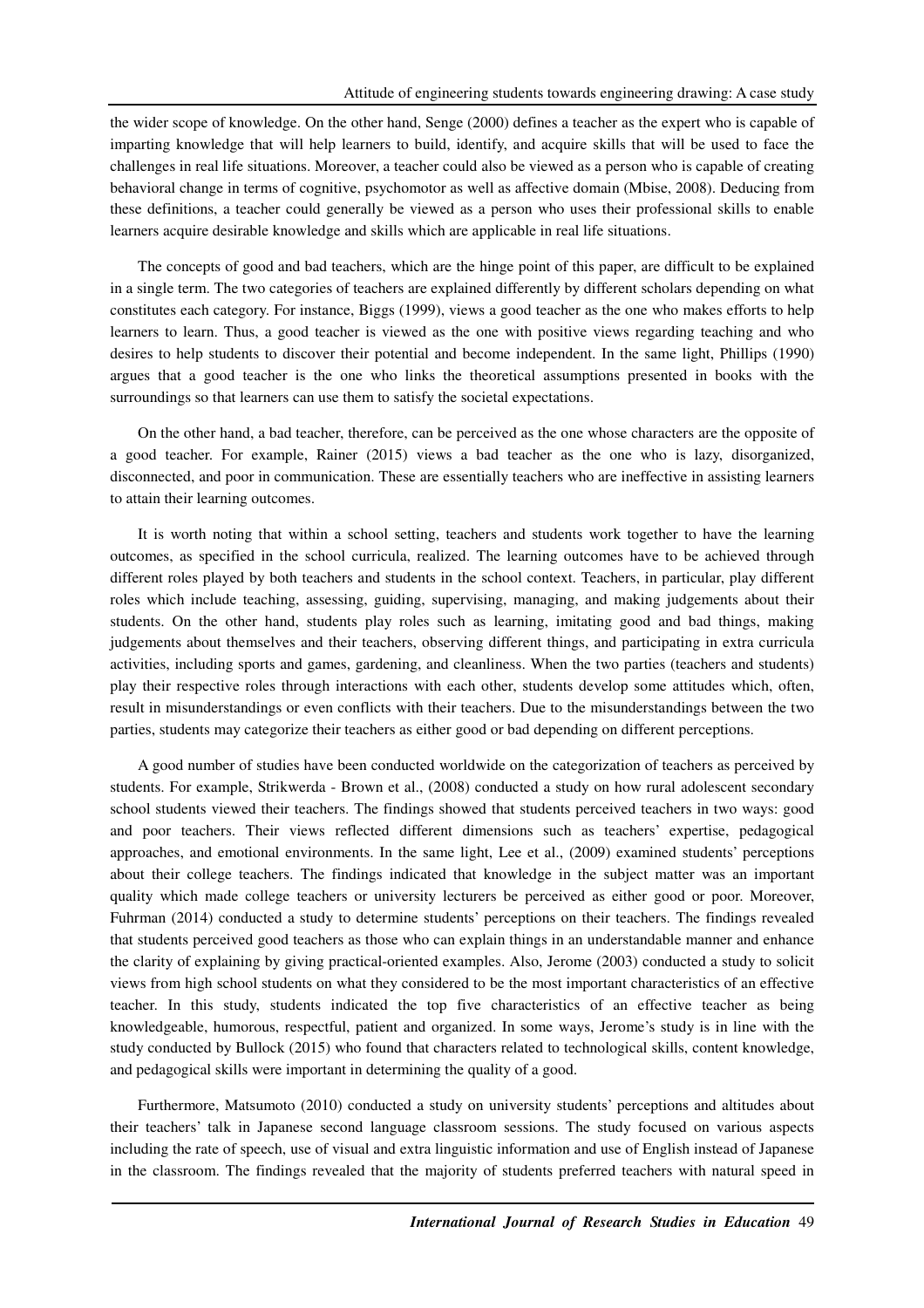the wider scope of knowledge. On the other hand, Senge (2000) defines a teacher as the expert who is capable of imparting knowledge that will help learners to build, identify, and acquire skills that will be used to face the challenges in real life situations. Moreover, a teacher could also be viewed as a person who is capable of creating behavioral change in terms of cognitive, psychomotor as well as affective domain (Mbise, 2008). Deducing from these definitions, a teacher could generally be viewed as a person who uses their professional skills to enable learners acquire desirable knowledge and skills which are applicable in real life situations.

The concepts of good and bad teachers, which are the hinge point of this paper, are difficult to be explained in a single term. The two categories of teachers are explained differently by different scholars depending on what constitutes each category. For instance, Biggs (1999), views a good teacher as the one who makes efforts to help learners to learn. Thus, a good teacher is viewed as the one with positive views regarding teaching and who desires to help students to discover their potential and become independent. In the same light, Phillips (1990) argues that a good teacher is the one who links the theoretical assumptions presented in books with the surroundings so that learners can use them to satisfy the societal expectations.

On the other hand, a bad teacher, therefore, can be perceived as the one whose characters are the opposite of a good teacher. For example, Rainer (2015) views a bad teacher as the one who is lazy, disorganized, disconnected, and poor in communication. These are essentially teachers who are ineffective in assisting learners to attain their learning outcomes.

It is worth noting that within a school setting, teachers and students work together to have the learning outcomes, as specified in the school curricula, realized. The learning outcomes have to be achieved through different roles played by both teachers and students in the school context. Teachers, in particular, play different roles which include teaching, assessing, guiding, supervising, managing, and making judgements about their students. On the other hand, students play roles such as learning, imitating good and bad things, making judgements about themselves and their teachers, observing different things, and participating in extra curricula activities, including sports and games, gardening, and cleanliness. When the two parties (teachers and students) play their respective roles through interactions with each other, students develop some attitudes which, often, result in misunderstandings or even conflicts with their teachers. Due to the misunderstandings between the two parties, students may categorize their teachers as either good or bad depending on different perceptions.

A good number of studies have been conducted worldwide on the categorization of teachers as perceived by students. For example, Strikwerda - Brown et al., (2008) conducted a study on how rural adolescent secondary school students viewed their teachers. The findings showed that students perceived teachers in two ways: good and poor teachers. Their views reflected different dimensions such as teachers' expertise, pedagogical approaches, and emotional environments. In the same light, Lee et al., (2009) examined students' perceptions about their college teachers. The findings indicated that knowledge in the subject matter was an important quality which made college teachers or university lecturers be perceived as either good or poor. Moreover, Fuhrman (2014) conducted a study to determine students' perceptions on their teachers. The findings revealed that students perceived good teachers as those who can explain things in an understandable manner and enhance the clarity of explaining by giving practical-oriented examples. Also, Jerome (2003) conducted a study to solicit views from high school students on what they considered to be the most important characteristics of an effective teacher. In this study, students indicated the top five characteristics of an effective teacher as being knowledgeable, humorous, respectful, patient and organized. In some ways, Jerome's study is in line with the study conducted by Bullock (2015) who found that characters related to technological skills, content knowledge, and pedagogical skills were important in determining the quality of a good.

Furthermore, Matsumoto (2010) conducted a study on university students' perceptions and altitudes about their teachers' talk in Japanese second language classroom sessions. The study focused on various aspects including the rate of speech, use of visual and extra linguistic information and use of English instead of Japanese in the classroom. The findings revealed that the majority of students preferred teachers with natural speed in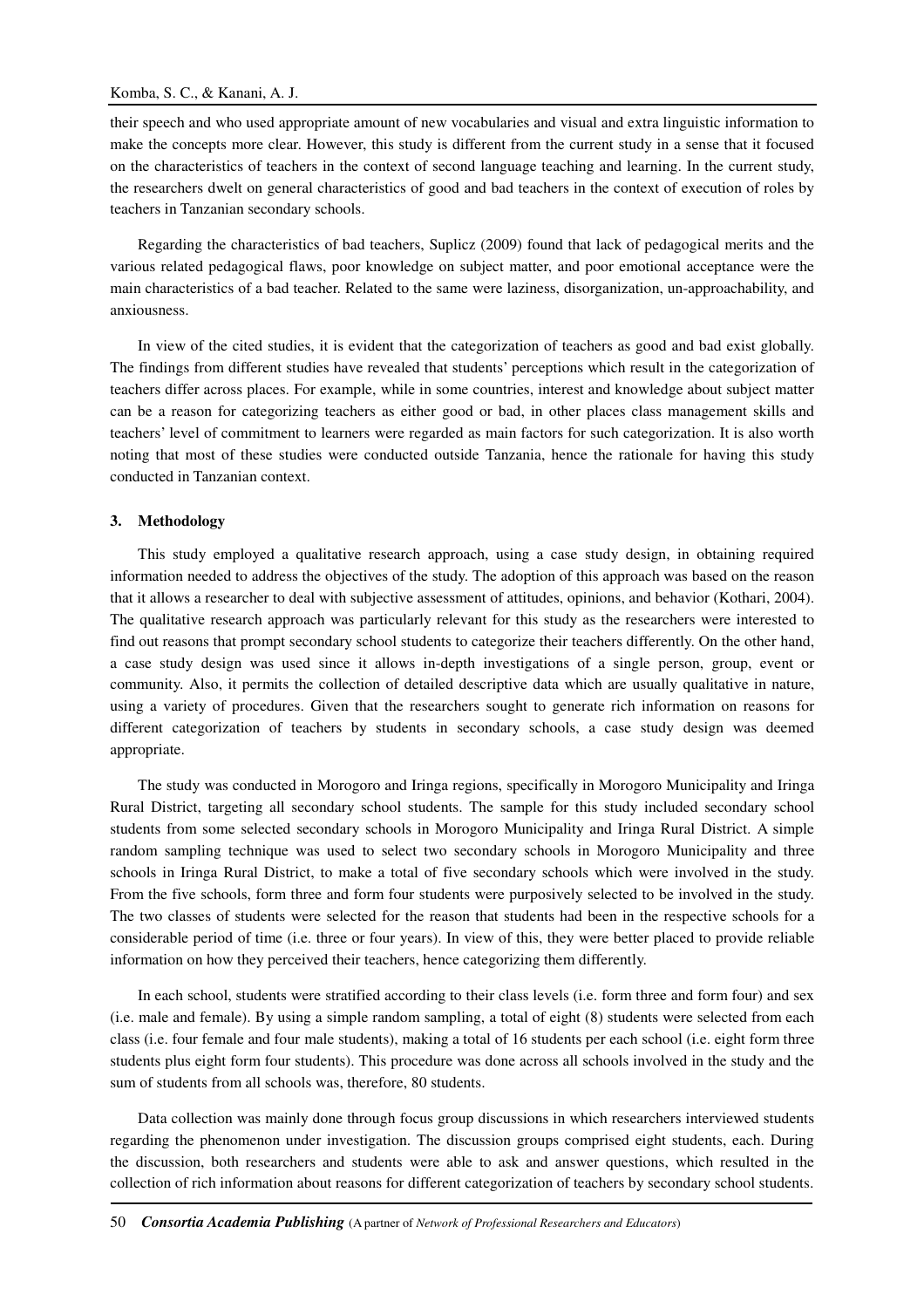their speech and who used appropriate amount of new vocabularies and visual and extra linguistic information to make the concepts more clear. However, this study is different from the current study in a sense that it focused on the characteristics of teachers in the context of second language teaching and learning. In the current study, the researchers dwelt on general characteristics of good and bad teachers in the context of execution of roles by teachers in Tanzanian secondary schools.

Regarding the characteristics of bad teachers, Suplicz (2009) found that lack of pedagogical merits and the various related pedagogical flaws, poor knowledge on subject matter, and poor emotional acceptance were the main characteristics of a bad teacher. Related to the same were laziness, disorganization, un-approachability, and anxiousness.

In view of the cited studies, it is evident that the categorization of teachers as good and bad exist globally. The findings from different studies have revealed that students' perceptions which result in the categorization of teachers differ across places. For example, while in some countries, interest and knowledge about subject matter can be a reason for categorizing teachers as either good or bad, in other places class management skills and teachers' level of commitment to learners were regarded as main factors for such categorization. It is also worth noting that most of these studies were conducted outside Tanzania, hence the rationale for having this study conducted in Tanzanian context.

## 3. Methodology

This study employed a qualitative research approach, using a case study design, in obtaining required information needed to address the objectives of the study. The adoption of this approach was based on the reason that it allows a researcher to deal with subjective assessment of attitudes, opinions, and behavior (Kothari, 2004). The qualitative research approach was particularly relevant for this study as the researchers were interested to find out reasons that prompt secondary school students to categorize their teachers differently. On the other hand, a case study design was used since it allows in-depth investigations of a single person, group, event or community. Also, it permits the collection of detailed descriptive data which are usually qualitative in nature, using a variety of procedures. Given that the researchers sought to generate rich information on reasons for different categorization of teachers by students in secondary schools, a case study design was deemed appropriate.

The study was conducted in Morogoro and Iringa regions, specifically in Morogoro Municipality and Iringa Rural District, targeting all secondary school students. The sample for this study included secondary school students from some selected secondary schools in Morogoro Municipality and Iringa Rural District. A simple random sampling technique was used to select two secondary schools in Morogoro Municipality and three schools in Iringa Rural District, to make a total of five secondary schools which were involved in the study. From the five schools, form three and form four students were purposively selected to be involved in the study. The two classes of students were selected for the reason that students had been in the respective schools for a considerable period of time (i.e. three or four years). In view of this, they were better placed to provide reliable information on how they perceived their teachers, hence categorizing them differently.

In each school, students were stratified according to their class levels (i.e. form three and form four) and sex (i.e. male and female). By using a simple random sampling, a total of eight (8) students were selected from each class (i.e. four female and four male students), making a total of 16 students per each school (i.e. eight form three students plus eight form four students). This procedure was done across all schools involved in the study and the sum of students from all schools was, therefore, 80 students.

Data collection was mainly done through focus group discussions in which researchers interviewed students regarding the phenomenon under investigation. The discussion groups comprised eight students, each. During the discussion, both researchers and students were able to ask and answer questions, which resulted in the collection of rich information about reasons for different categorization of teachers by secondary school students.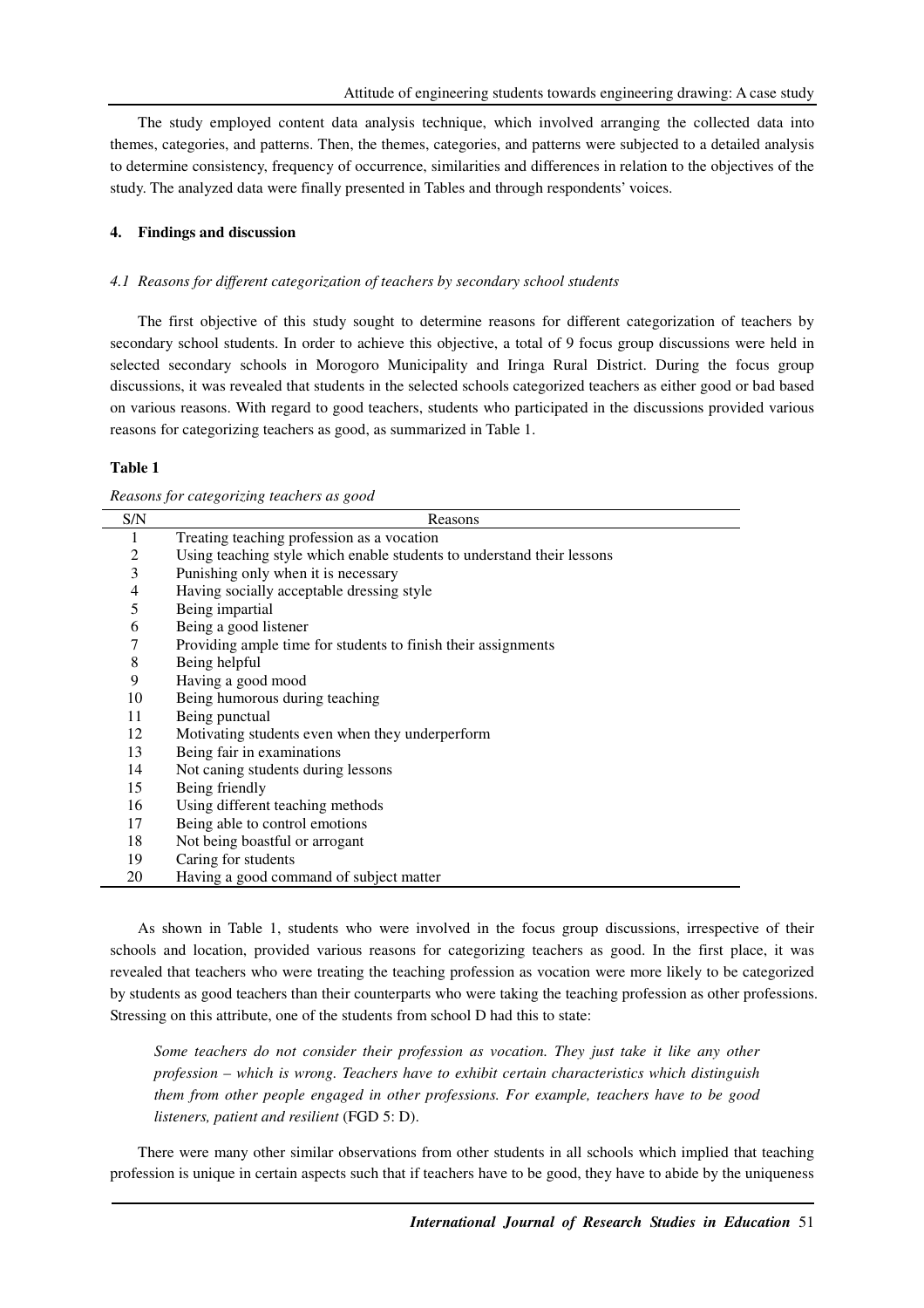The study employed content data analysis technique, which involved arranging the collected data into themes, categories, and patterns. Then, the themes, categories, and patterns were subjected to a detailed analysis to determine consistency, frequency of occurrence, similarities and differences in relation to the objectives of the study. The analyzed data were finally presented in Tables and through respondents' voices.

## 4. Findings and discussion

### *4.1 Reasons for different categorization of teachers by secondary school students*

The first objective of this study sought to determine reasons for different categorization of teachers by secondary school students. In order to achieve this objective, a total of 9 focus group discussions were held in selected secondary schools in Morogoro Municipality and Iringa Rural District. During the focus group discussions, it was revealed that students in the selected schools categorized teachers as either good or bad based on various reasons. With regard to good teachers, students who participated in the discussions provided various reasons for categorizing teachers as good, as summarized in Table 1.

**Table 1**

*Reasons for categorizing teachers as good*

| S/N | Reasons |
|---|---|
| 1 | Treating teaching profession as a vocation |
| 2 | Using teaching style which enable students to understand their lessons |
| 3 | Punishing only when it is necessary |
| 4 | Having socially acceptable dressing style |
| 5 | Being impartial |
| 6 | Being a good listener |
| 7 | Providing ample time for students to finish their assignments |
| 8 | Being helpful |
| 9 | Having a good mood |
| 10 | Being humorous during teaching |
| 11 | Being punctual |
| 12 | Motivating students even when they underperform |
| 13 | Being fair in examinations |
| 14 | Not caning students during lessons |
| 15 | Being friendly |
| 16 | Using different teaching methods |
| 17 | Being able to control emotions |
| 18 | Not being boastful or arrogant |
| 19 | Caring for students |
| 20 | Having a good command of subject matter |

As shown in Table 1, students who were involved in the focus group discussions, irrespective of their schools and location, provided various reasons for categorizing teachers as good. In the first place, it was revealed that teachers who were treating the teaching profession as vocation were more likely to be categorized by students as good teachers than their counterparts who were taking the teaching profession as other professions. Stressing on this attribute, one of the students from school D had this to state:

> *Some teachers do not consider their profession as vocation. They just take it like any other profession – which is wrong. Teachers have to exhibit certain characteristics which distinguish them from other people engaged in other professions. For example, teachers have to be good listeners, patient and resilient* (FGD 5: D).

There were many other similar observations from other students in all schools which implied that teaching profession is unique in certain aspects such that if teachers have to be good, they have to abide by the uniqueness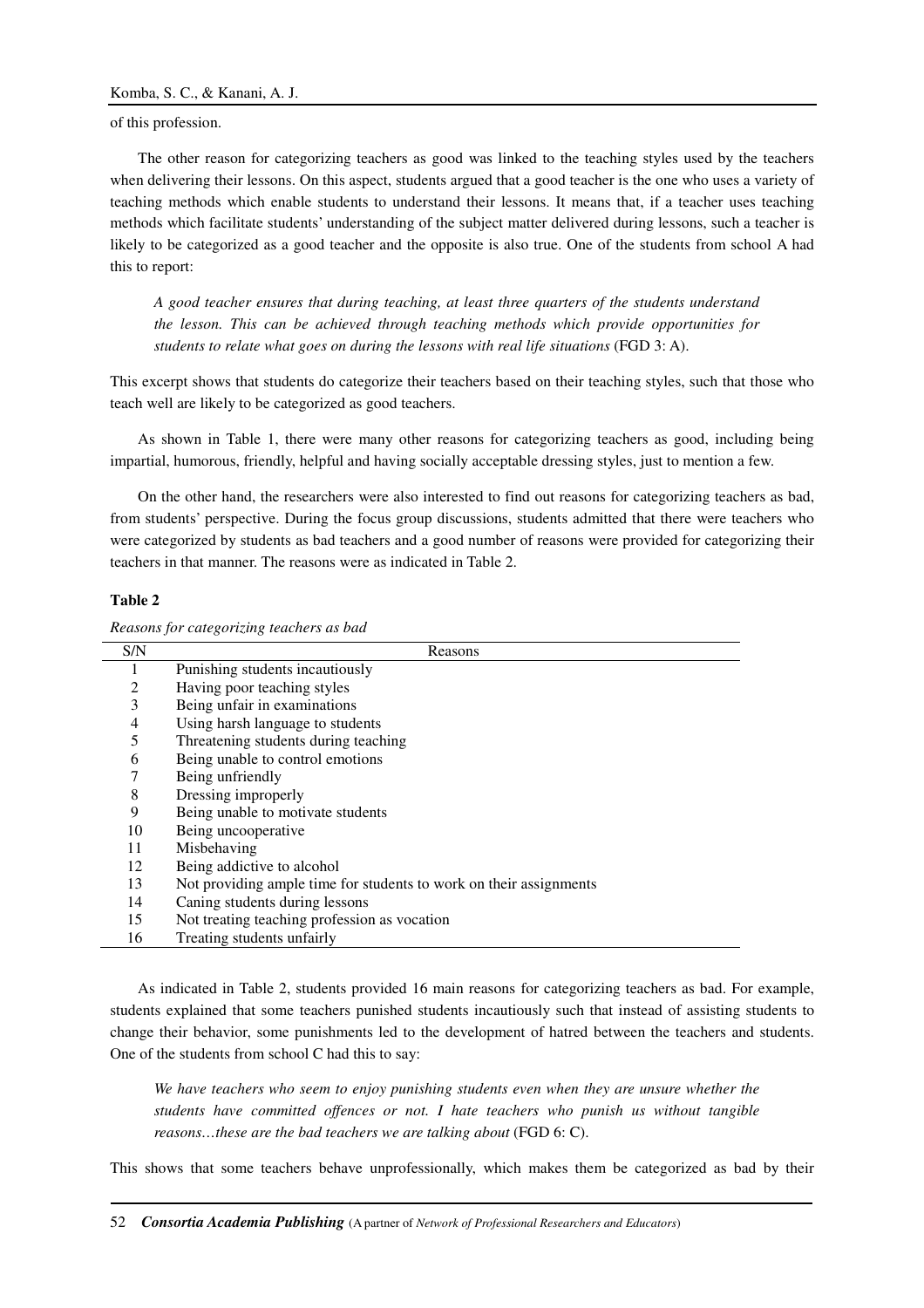of this profession.

The other reason for categorizing teachers as good was linked to the teaching styles used by the teachers when delivering their lessons. On this aspect, students argued that a good teacher is the one who uses a variety of teaching methods which enable students to understand their lessons. It means that, if a teacher uses teaching methods which facilitate students' understanding of the subject matter delivered during lessons, such a teacher is likely to be categorized as a good teacher and the opposite is also true. One of the students from school A had this to report:

> *A good teacher ensures that during teaching, at least three quarters of the students understand the lesson. This can be achieved through teaching methods which provide opportunities for students to relate what goes on during the lessons with real life situations* (FGD 3: A).

This excerpt shows that students do categorize their teachers based on their teaching styles, such that those who teach well are likely to be categorized as good teachers.

As shown in Table 1, there were many other reasons for categorizing teachers as good, including being impartial, humorous, friendly, helpful and having socially acceptable dressing styles, just to mention a few.

On the other hand, the researchers were also interested to find out reasons for categorizing teachers as bad, from students' perspective. During the focus group discussions, students admitted that there were teachers who were categorized by students as bad teachers and a good number of reasons were provided for categorizing their teachers in that manner. The reasons were as indicated in Table 2.

**Table 2**

*Reasons for categorizing teachers as bad*

| S/N | Reasons |
|---|---|
| 1 | Punishing students incautiously |
| 2 | Having poor teaching styles |
| 3 | Being unfair in examinations |
| 4 | Using harsh language to students |
| 5 | Threatening students during teaching |
| 6 | Being unable to control emotions |
| 7 | Being unfriendly |
| 8 | Dressing improperly |
| 9 | Being unable to motivate students |
| 10 | Being uncooperative |
| 11 | Misbehaving |
| 12 | Being addictive to alcohol |
| 13 | Not providing ample time for students to work on their assignments |
| 14 | Caning students during lessons |
| 15 | Not treating teaching profession as vocation |
| 16 | Treating students unfairly |

As indicated in Table 2, students provided 16 main reasons for categorizing teachers as bad. For example, students explained that some teachers punished students incautiously such that instead of assisting students to change their behavior, some punishments led to the development of hatred between the teachers and students. One of the students from school C had this to say:

> *We have teachers who seem to enjoy punishing students even when they are unsure whether the students have committed offences or not. I hate teachers who punish us without tangible reasons…these are the bad teachers we are talking about* (FGD 6: C).

This shows that some teachers behave unprofessionally, which makes them be categorized as bad by their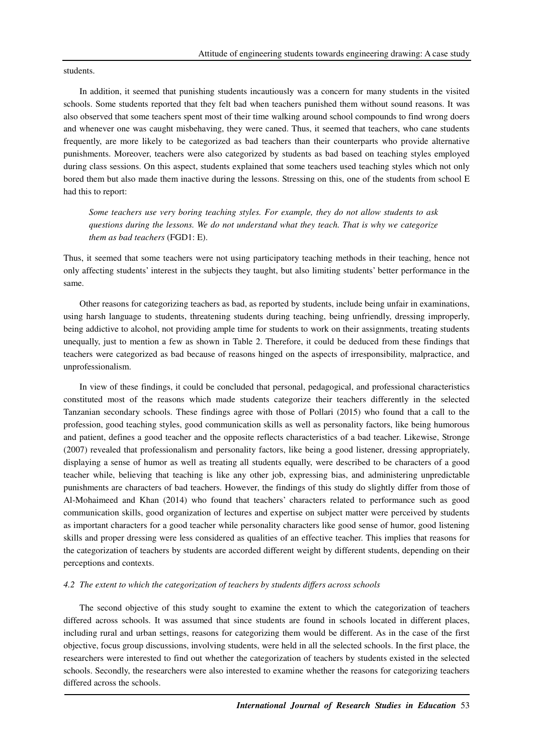students.

In addition, it seemed that punishing students incautiously was a concern for many students in the visited schools. Some students reported that they felt bad when teachers punished them without sound reasons. It was also observed that some teachers spent most of their time walking around school compounds to find wrong doers and whenever one was caught misbehaving, they were caned. Thus, it seemed that teachers, who cane students frequently, are more likely to be categorized as bad teachers than their counterparts who provide alternative punishments. Moreover, teachers were also categorized by students as bad based on teaching styles employed during class sessions. On this aspect, students explained that some teachers used teaching styles which not only bored them but also made them inactive during the lessons. Stressing on this, one of the students from school E had this to report:

> *Some teachers use very boring teaching styles. For example, they do not allow students to ask questions during the lessons. We do not understand what they teach. That is why we categorize them as bad teachers* (FGD1: E).

Thus, it seemed that some teachers were not using participatory teaching methods in their teaching, hence not only affecting students' interest in the subjects they taught, but also limiting students' better performance in the same.

Other reasons for categorizing teachers as bad, as reported by students, include being unfair in examinations, using harsh language to students, threatening students during teaching, being unfriendly, dressing improperly, being addictive to alcohol, not providing ample time for students to work on their assignments, treating students unequally, just to mention a few as shown in Table 2. Therefore, it could be deduced from these findings that teachers were categorized as bad because of reasons hinged on the aspects of irresponsibility, malpractice, and unprofessionalism.

In view of these findings, it could be concluded that personal, pedagogical, and professional characteristics constituted most of the reasons which made students categorize their teachers differently in the selected Tanzanian secondary schools. These findings agree with those of Pollari (2015) who found that a call to the profession, good teaching styles, good communication skills as well as personality factors, like being humorous and patient, defines a good teacher and the opposite reflects characteristics of a bad teacher. Likewise, Stronge (2007) revealed that professionalism and personality factors, like being a good listener, dressing appropriately, displaying a sense of humor as well as treating all students equally, were described to be characters of a good teacher while, believing that teaching is like any other job, expressing bias, and administering unpredictable punishments are characters of bad teachers. However, the findings of this study do slightly differ from those of Al-Mohaimeed and Khan (2014) who found that teachers' characters related to performance such as good communication skills, good organization of lectures and expertise on subject matter were perceived by students as important characters for a good teacher while personality characters like good sense of humor, good listening skills and proper dressing were less considered as qualities of an effective teacher. This implies that reasons for the categorization of teachers by students are accorded different weight by different students, depending on their perceptions and contexts.

### *4.2 The extent to which the categorization of teachers by students differs across schools*

The second objective of this study sought to examine the extent to which the categorization of teachers differed across schools. It was assumed that since students are found in schools located in different places, including rural and urban settings, reasons for categorizing them would be different. As in the case of the first objective, focus group discussions, involving students, were held in all the selected schools. In the first place, the researchers were interested to find out whether the categorization of teachers by students existed in the selected schools. Secondly, the researchers were also interested to examine whether the reasons for categorizing teachers differed across the schools.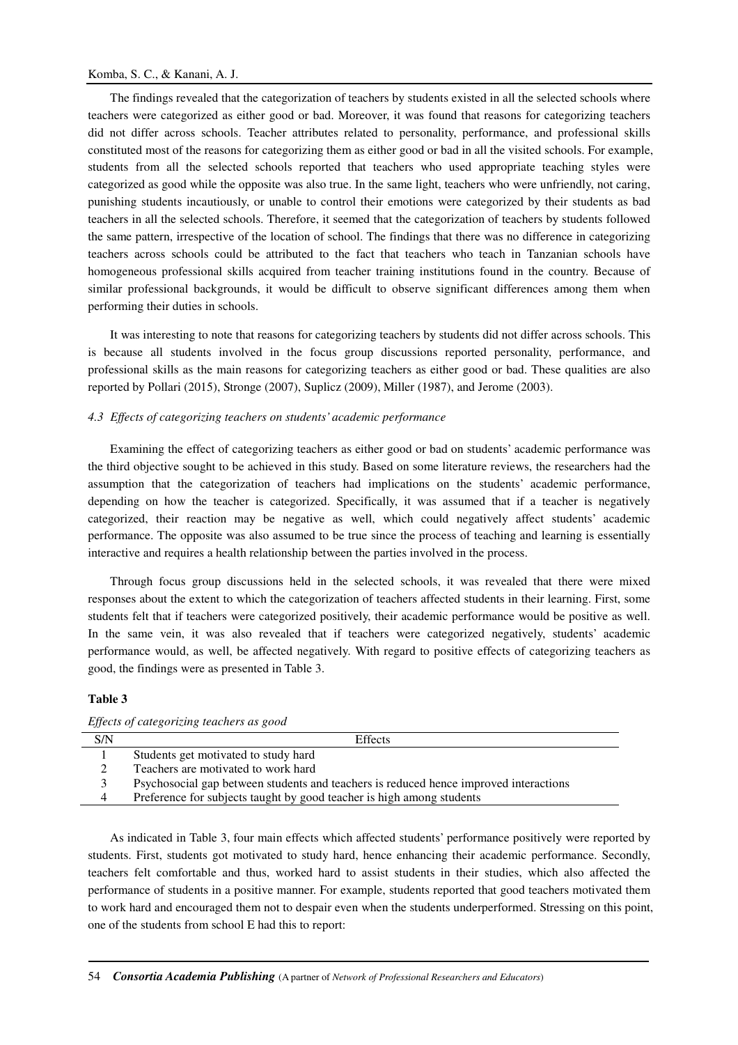The findings revealed that the categorization of teachers by students existed in all the selected schools where teachers were categorized as either good or bad. Moreover, it was found that reasons for categorizing teachers did not differ across schools. Teacher attributes related to personality, performance, and professional skills constituted most of the reasons for categorizing them as either good or bad in all the visited schools. For example, students from all the selected schools reported that teachers who used appropriate teaching styles were categorized as good while the opposite was also true. In the same light, teachers who were unfriendly, not caring, punishing students incautiously, or unable to control their emotions were categorized by their students as bad teachers in all the selected schools. Therefore, it seemed that the categorization of teachers by students followed the same pattern, irrespective of the location of school. The findings that there was no difference in categorizing teachers across schools could be attributed to the fact that teachers who teach in Tanzanian schools have homogeneous professional skills acquired from teacher training institutions found in the country. Because of similar professional backgrounds, it would be difficult to observe significant differences among them when performing their duties in schools.

It was interesting to note that reasons for categorizing teachers by students did not differ across schools. This is because all students involved in the focus group discussions reported personality, performance, and professional skills as the main reasons for categorizing teachers as either good or bad. These qualities are also reported by Pollari (2015), Stronge (2007), Suplicz (2009), Miller (1987), and Jerome (2003).

### *4.3 Effects of categorizing teachers on students' academic performance*

Examining the effect of categorizing teachers as either good or bad on students' academic performance was the third objective sought to be achieved in this study. Based on some literature reviews, the researchers had the assumption that the categorization of teachers had implications on the students' academic performance, depending on how the teacher is categorized. Specifically, it was assumed that if a teacher is negatively categorized, their reaction may be negative as well, which could negatively affect students' academic performance. The opposite was also assumed to be true since the process of teaching and learning is essentially interactive and requires a health relationship between the parties involved in the process.

Through focus group discussions held in the selected schools, it was revealed that there were mixed responses about the extent to which the categorization of teachers affected students in their learning. First, some students felt that if teachers were categorized positively, their academic performance would be positive as well. In the same vein, it was also revealed that if teachers were categorized negatively, students' academic performance would, as well, be affected negatively. With regard to positive effects of categorizing teachers as good, the findings were as presented in Table 3.

**Table 3**

*Effects of categorizing teachers as good*

| S/N | Effects |
|---|---|
| 1 | Students get motivated to study hard |
| 2 | Teachers are motivated to work hard |
| 3 | Psychosocial gap between students and teachers is reduced hence improved interactions |
| 4 | Preference for subjects taught by good teacher is high among students |

As indicated in Table 3, four main effects which affected students' performance positively were reported by students. First, students got motivated to study hard, hence enhancing their academic performance. Secondly, teachers felt comfortable and thus, worked hard to assist students in their studies, which also affected the performance of students in a positive manner. For example, students reported that good teachers motivated them to work hard and encouraged them not to despair even when the students underperformed. Stressing on this point, one of the students from school E had this to report: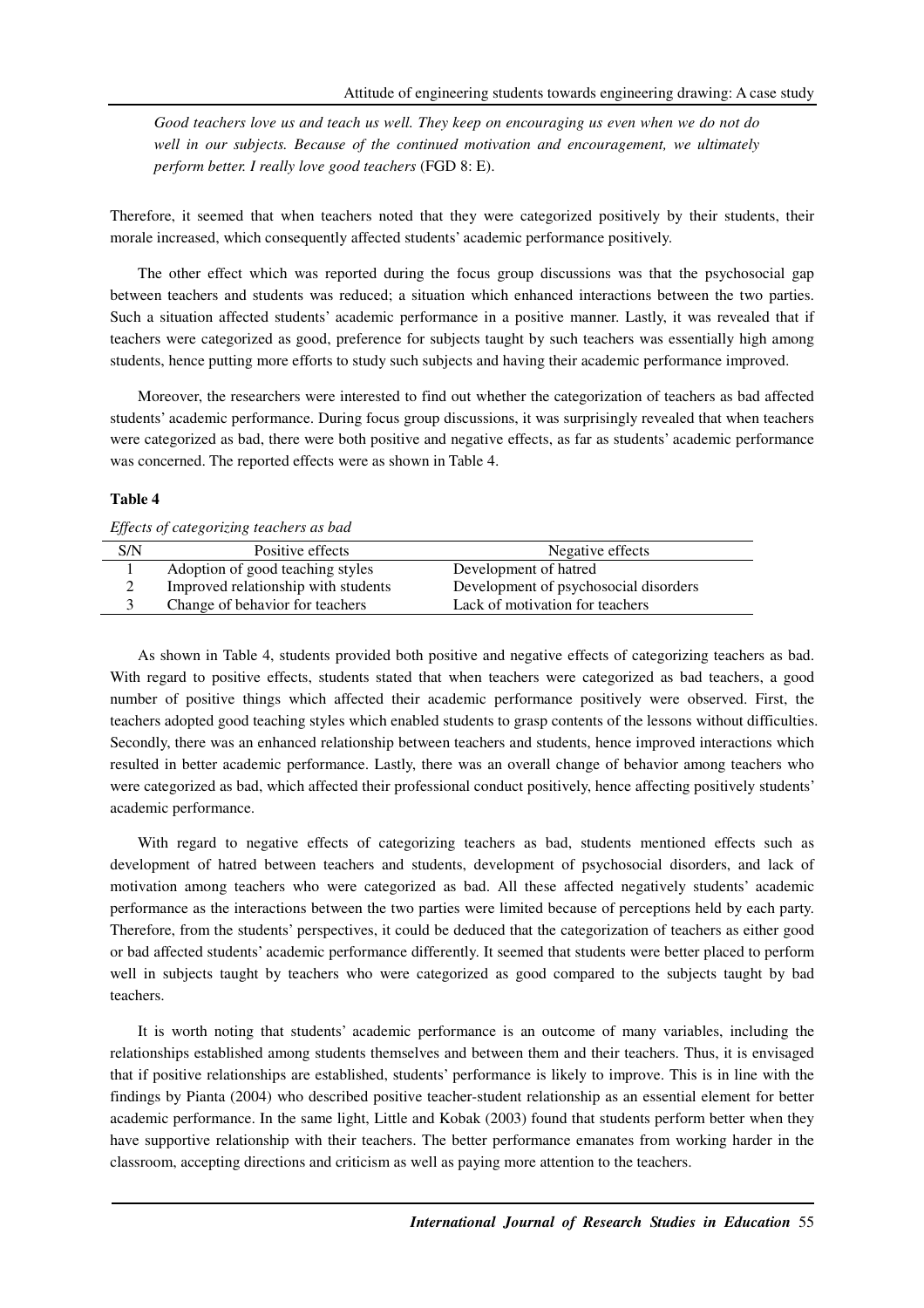*Good teachers love us and teach us well. They keep on encouraging us even when we do not do well in our subjects. Because of the continued motivation and encouragement, we ultimately perform better. I really love good teachers* (FGD 8: E).

Therefore, it seemed that when teachers noted that they were categorized positively by their students, their morale increased, which consequently affected students' academic performance positively.

The other effect which was reported during the focus group discussions was that the psychosocial gap between teachers and students was reduced; a situation which enhanced interactions between the two parties. Such a situation affected students' academic performance in a positive manner. Lastly, it was revealed that if teachers were categorized as good, preference for subjects taught by such teachers was essentially high among students, hence putting more efforts to study such subjects and having their academic performance improved.

Moreover, the researchers were interested to find out whether the categorization of teachers as bad affected students' academic performance. During focus group discussions, it was surprisingly revealed that when teachers were categorized as bad, there were both positive and negative effects, as far as students' academic performance was concerned. The reported effects were as shown in Table 4.

**Table 4**

*Effects of categorizing teachers as bad*

| S/N | Positive effects | Negative effects |
|---|---|---|
| 1 | Adoption of good teaching styles | Development of hatred |
| 2 | Improved relationship with students | Development of psychosocial disorders |
| 3 | Change of behavior for teachers | Lack of motivation for teachers |

As shown in Table 4, students provided both positive and negative effects of categorizing teachers as bad. With regard to positive effects, students stated that when teachers were categorized as bad teachers, a good number of positive things which affected their academic performance positively were observed. First, the teachers adopted good teaching styles which enabled students to grasp contents of the lessons without difficulties. Secondly, there was an enhanced relationship between teachers and students, hence improved interactions which resulted in better academic performance. Lastly, there was an overall change of behavior among teachers who were categorized as bad, which affected their professional conduct positively, hence affecting positively students' academic performance.

With regard to negative effects of categorizing teachers as bad, students mentioned effects such as development of hatred between teachers and students, development of psychosocial disorders, and lack of motivation among teachers who were categorized as bad. All these affected negatively students' academic performance as the interactions between the two parties were limited because of perceptions held by each party. Therefore, from the students' perspectives, it could be deduced that the categorization of teachers as either good or bad affected students' academic performance differently. It seemed that students were better placed to perform well in subjects taught by teachers who were categorized as good compared to the subjects taught by bad teachers.

It is worth noting that students' academic performance is an outcome of many variables, including the relationships established among students themselves and between them and their teachers. Thus, it is envisaged that if positive relationships are established, students' performance is likely to improve. This is in line with the findings by Pianta (2004) who described positive teacher-student relationship as an essential element for better academic performance. In the same light, Little and Kobak (2003) found that students perform better when they have supportive relationship with their teachers. The better performance emanates from working harder in the classroom, accepting directions and criticism as well as paying more attention to the teachers.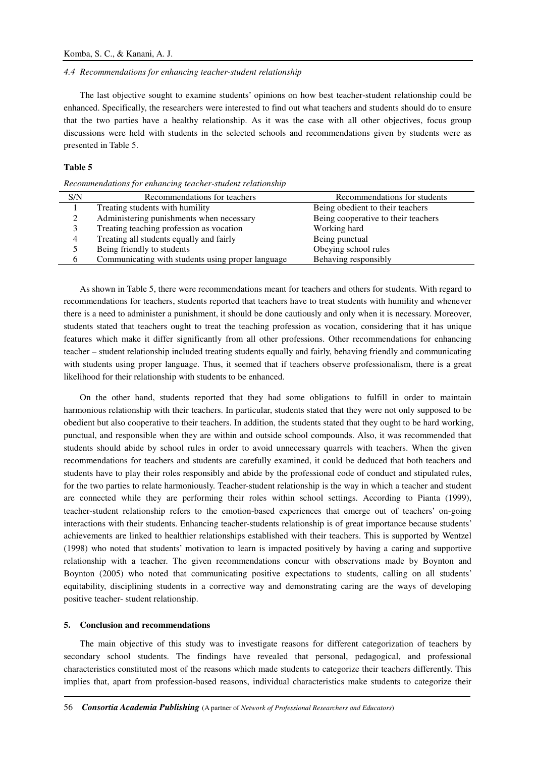### *4.4 Recommendations for enhancing teacher-student relationship*

The last objective sought to examine students' opinions on how best teacher-student relationship could be enhanced. Specifically, the researchers were interested to find out what teachers and students should do to ensure that the two parties have a healthy relationship. As it was the case with all other objectives, focus group discussions were held with students in the selected schools and recommendations given by students were as presented in Table 5.

**Table 5**

*Recommendations for enhancing teacher-student relationship*

| S/N | Recommendations for teachers | Recommendations for students |
|---|---|---|
| 1 | Treating students with humility | Being obedient to their teachers |
| 2 | Administering punishments when necessary | Being cooperative to their teachers |
| 3 | Treating teaching profession as vocation | Working hard |
| 4 | Treating all students equally and fairly | Being punctual |
| 5 | Being friendly to students | Obeying school rules |
| 6 | Communicating with students using proper language | Behaving responsibly |

As shown in Table 5, there were recommendations meant for teachers and others for students. With regard to recommendations for teachers, students reported that teachers have to treat students with humility and whenever there is a need to administer a punishment, it should be done cautiously and only when it is necessary. Moreover, students stated that teachers ought to treat the teaching profession as vocation, considering that it has unique features which make it differ significantly from all other professions. Other recommendations for enhancing teacher – student relationship included treating students equally and fairly, behaving friendly and communicating with students using proper language. Thus, it seemed that if teachers observe professionalism, there is a great likelihood for their relationship with students to be enhanced.

On the other hand, students reported that they had some obligations to fulfill in order to maintain harmonious relationship with their teachers. In particular, students stated that they were not only supposed to be obedient but also cooperative to their teachers. In addition, the students stated that they ought to be hard working, punctual, and responsible when they are within and outside school compounds. Also, it was recommended that students should abide by school rules in order to avoid unnecessary quarrels with teachers. When the given recommendations for teachers and students are carefully examined, it could be deduced that both teachers and students have to play their roles responsibly and abide by the professional code of conduct and stipulated rules, for the two parties to relate harmoniously. Teacher-student relationship is the way in which a teacher and student are connected while they are performing their roles within school settings. According to Pianta (1999), teacher-student relationship refers to the emotion-based experiences that emerge out of teachers' on-going interactions with their students. Enhancing teacher-students relationship is of great importance because students' achievements are linked to healthier relationships established with their teachers. This is supported by Wentzel (1998) who noted that students' motivation to learn is impacted positively by having a caring and supportive relationship with a teacher. The given recommendations concur with observations made by Boynton and Boynton (2005) who noted that communicating positive expectations to students, calling on all students' equitability, disciplining students in a corrective way and demonstrating caring are the ways of developing positive teacher- student relationship.

## 5. Conclusion and recommendations

The main objective of this study was to investigate reasons for different categorization of teachers by secondary school students. The findings have revealed that personal, pedagogical, and professional characteristics constituted most of the reasons which made students to categorize their teachers differently. This implies that, apart from profession-based reasons, individual characteristics make students to categorize their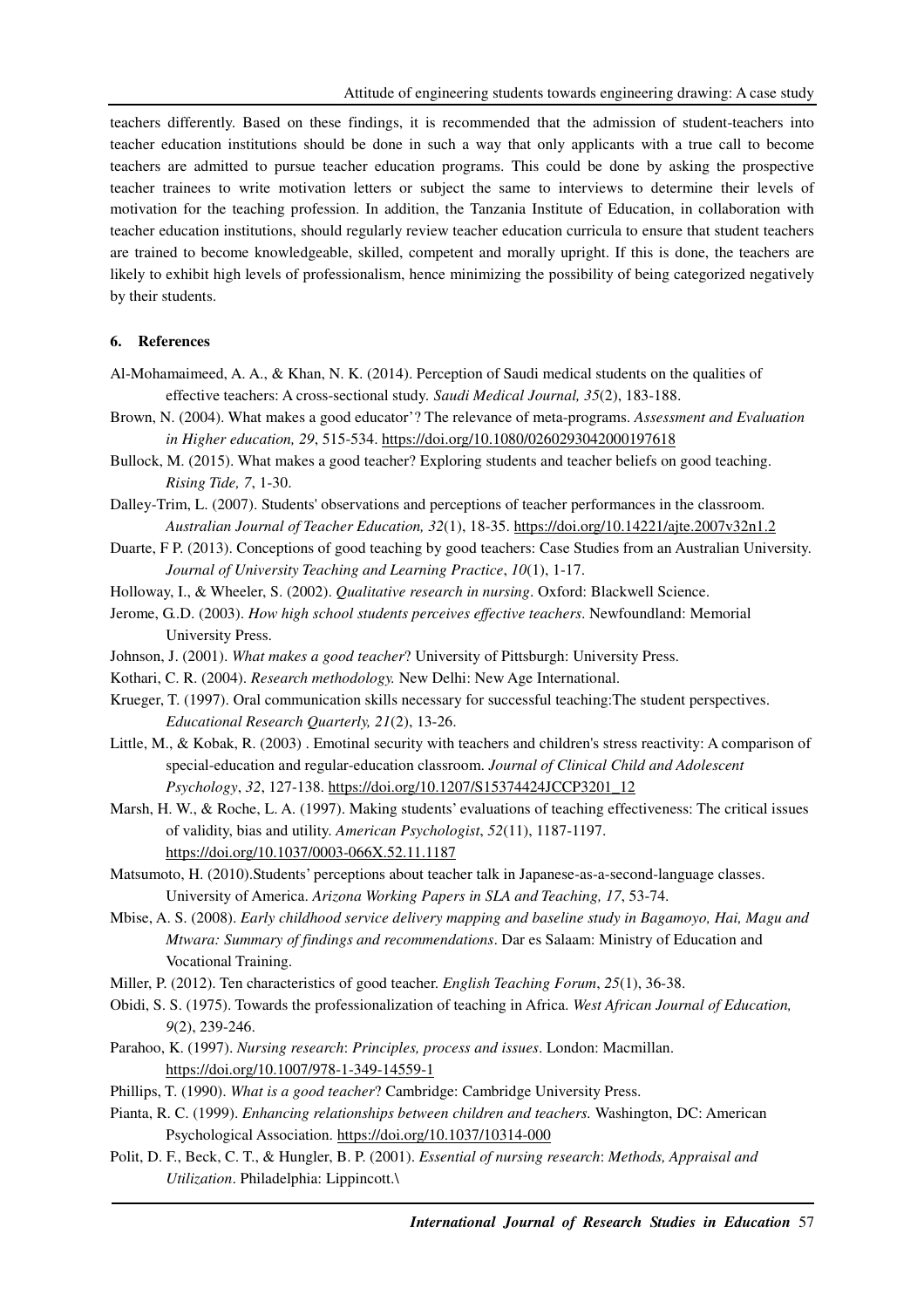teachers differently. Based on these findings, it is recommended that the admission of student-teachers into teacher education institutions should be done in such a way that only applicants with a true call to become teachers are admitted to pursue teacher education programs. This could be done by asking the prospective teacher trainees to write motivation letters or subject the same to interviews to determine their levels of motivation for the teaching profession. In addition, the Tanzania Institute of Education, in collaboration with teacher education institutions, should regularly review teacher education curricula to ensure that student teachers are trained to become knowledgeable, skilled, competent and morally upright. If this is done, the teachers are likely to exhibit high levels of professionalism, hence minimizing the possibility of being categorized negatively by their students.

## 6. References

Al-Mohamaimeed, A. A., & Khan, N. K. (2014). Perception of Saudi medical students on the qualities of effective teachers: A cross-sectional study. *Saudi Medical Journal, 35*(2), 183-188.

Brown, N. (2004). What makes a good educator'? The relevance of meta-programs. *Assessment and Evaluation in Higher education, 29*, 515-534. https://doi.org/10.1080/0260293042000197618

Bullock, M. (2015). What makes a good teacher? Exploring students and teacher beliefs on good teaching. *Rising Tide, 7*, 1-30.

Dalley-Trim, L. (2007). Students' observations and perceptions of teacher performances in the classroom. *Australian Journal of Teacher Education, 32*(1), 18-35. https://doi.org/10.14221/ajte.2007v32n1.2

Duarte, F P. (2013). Conceptions of good teaching by good teachers: Case Studies from an Australian University. *Journal of University Teaching and Learning Practice*, *10*(1), 1-17.

Holloway, I., & Wheeler, S. (2002). *Qualitative research in nursing*. Oxford: Blackwell Science.

Jerome, G..D. (2003). *How high school students perceives effective teachers*. Newfoundland: Memorial University Press.

Johnson, J. (2001). *What makes a good teacher*? University of Pittsburgh: University Press.

Kothari, C. R. (2004). *Research methodology.* New Delhi: New Age International.

Krueger, T. (1997). Oral communication skills necessary for successful teaching:The student perspectives. *Educational Research Quarterly, 21*(2), 13-26.

Little, M., & Kobak, R. (2003) . Emotinal security with teachers and children's stress reactivity: A comparison of special-education and regular-education classroom. *Journal of Clinical Child and Adolescent Psychology*, *32*, 127-138. https://doi.org/10.1207/S15374424JCCP3201_12

Marsh, H. W., & Roche, L. A. (1997). Making students' evaluations of teaching effectiveness: The critical issues of validity, bias and utility. *American Psychologist*, *52*(11), 1187-1197. https://doi.org/10.1037/0003-066X.52.11.1187

Matsumoto, H. (2010).Students' perceptions about teacher talk in Japanese-as-a-second-language classes. University of America. *Arizona Working Papers in SLA and Teaching, 17*, 53-74.

Mbise, A. S. (2008). *Early childhood service delivery mapping and baseline study in Bagamoyo, Hai, Magu and Mtwara: Summary of findings and recommendations*. Dar es Salaam: Ministry of Education and Vocational Training.

Miller, P. (2012). Ten characteristics of good teacher. *English Teaching Forum*, *25*(1), 36-38.

Obidi, S. S. (1975). Towards the professionalization of teaching in Africa. *West African Journal of Education, 9*(2), 239-246.

Parahoo, K. (1997). *Nursing research*: *Principles, process and issues*. London: Macmillan. https://doi.org/10.1007/978-1-349-14559-1

Phillips, T. (1990). *What is a good teacher*? Cambridge: Cambridge University Press.

Pianta, R. C. (1999). *Enhancing relationships between children and teachers.* Washington, DC: American Psychological Association. https://doi.org/10.1037/10314-000

Polit, D. F., Beck, C. T., & Hungler, B. P. (2001). *Essential of nursing research*: *Methods, Appraisal and Utilization*. Philadelphia: Lippincott.\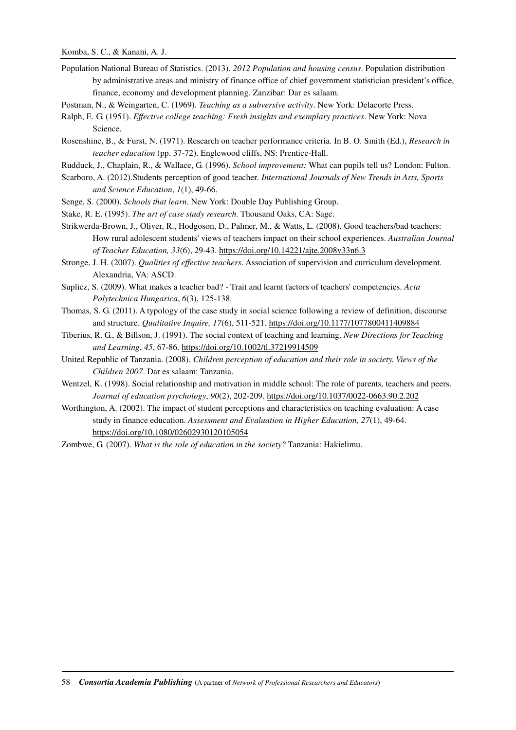Population National Bureau of Statistics. (2013). *2012 Population and housing census*. Population distribution by administrative areas and ministry of finance office of chief government statistician president's office, finance, economy and development planning. Zanzibar: Dar es salaam.

Postman, N., & Weingarten, C. (1969). *Teaching as a subversive activity*. New York: Delacorte Press.

Ralph, E. G. (1951). *Effective college teaching: Fresh insights and exemplary practices*. New York: Nova Science.

Rosenshine, B., & Furst, N. (1971). Research on teacher performance criteria. In B. O. Smith (Ed.), *Research in teacher education* (pp. 37-72). Englewood cliffs, NS: Prentice-Hall.

Rudduck, J., Chaplain, R., & Wallace, G. (1996). *School improvement:* What can pupils tell us? London: Fulton.

Scarboro, A. (2012).Students perception of good teacher. *International Journals of New Trends in Arts, Sports and Science Education*, *1*(1), 49-66.

Senge, S. (2000). *Schools that learn*. New York: Double Day Publishing Group.

Stake, R. E. (1995). *The art of case study research*. Thousand Oaks, CA: Sage.

Strikwerda-Brown, J., Oliver, R., Hodgoson, D., Palmer, M., & Watts, L. (2008). Good teachers/bad teachers: How rural adolescent students' views of teachers impact on their school experiences. *Australian Journal of Teacher Education, 33*(6), 29-43. https://doi.org/10.14221/ajte.2008v33n6.3

Stronge, J. H. (2007). *Qualities of effective teachers*. Association of supervision and curriculum development. Alexandria, VA: ASCD.

Suplicz, S. (2009). What makes a teacher bad? - Trait and learnt factors of teachers' competencies. *Acta Polytechnica Hungarica*, *6*(3), 125-138.

Thomas, S. G. (2011). A typology of the case study in social science following a review of definition, discourse and structure. *Qualitative Inquire, 17*(6), 511-521. https://doi.org/10.1177/1077800411409884

Tiberius, R. G., & Billson, J. (1991). The social context of teaching and learning. *New Directions for Teaching and Learning*, *45*, 67-86. https://doi.org/10.1002/tl.37219914509

United Republic of Tanzania. (2008). *Children perception of education and their role in society. Views of the Children 2007*. Dar es salaam: Tanzania.

Wentzel, K. (1998). Social relationship and motivation in middle school: The role of parents, teachers and peers. *Journal of education psychology*, *90*(2), 202-209. https://doi.org/10.1037/0022-0663.90.2.202

Worthington, A. (2002). The impact of student perceptions and characteristics on teaching evaluation: A case study in finance education. *Assessment and Evaluation in Higher Education, 27*(1), 49-64. https://doi.org/10.1080/02602930120105054

Zombwe, G. (2007). *What is the role of education in the society?* Tanzania: Hakielimu.